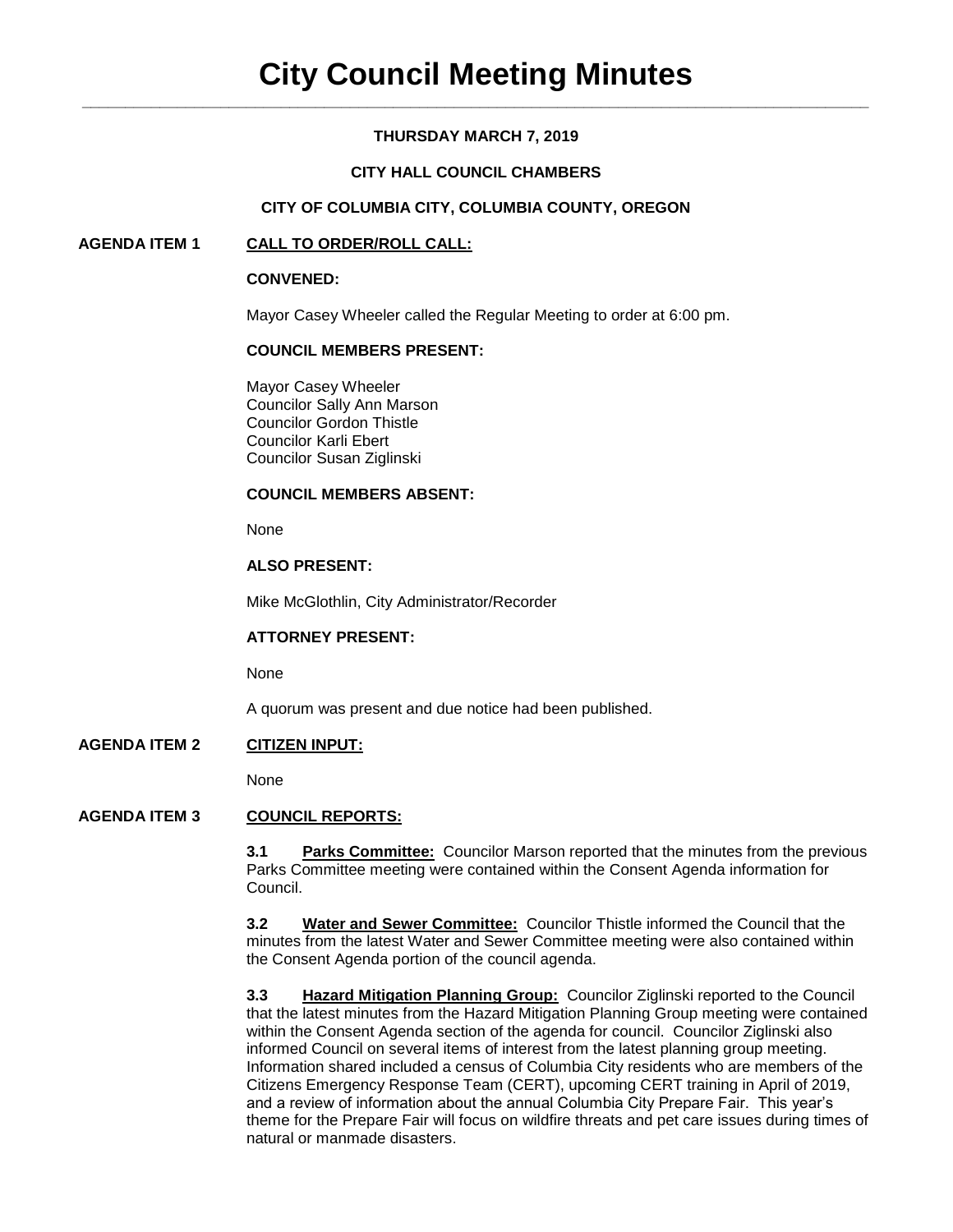# City Council Meeting Minutes

**THURSDAY MARCH 7, 2019**

**CITY HALL COUNCIL CHAMBERS**

**CITY OF COLUMBIA CITY, COLUMBIA COUNTY, OREGON**

**AGENDA ITEM 1** **CALL TO ORDER/ROLL CALL:**

**CONVENED:**

Mayor Casey Wheeler called the Regular Meeting to order at 6:00 pm.

**COUNCIL MEMBERS PRESENT:**

Mayor Casey Wheeler
Councilor Sally Ann Marson
Councilor Gordon Thistle
Councilor Karli Ebert
Councilor Susan Ziglinski

**COUNCIL MEMBERS ABSENT:**

None

**ALSO PRESENT:**

Mike McGlothlin, City Administrator/Recorder

**ATTORNEY PRESENT:**

None

A quorum was present and due notice had been published.

**AGENDA ITEM 2** **CITIZEN INPUT:**

None

**AGENDA ITEM 3** **COUNCIL REPORTS:**

**3.1 Parks Committee:** Councilor Marson reported that the minutes from the previous Parks Committee meeting were contained within the Consent Agenda information for Council.

**3.2 Water and Sewer Committee:** Councilor Thistle informed the Council that the minutes from the latest Water and Sewer Committee meeting were also contained within the Consent Agenda portion of the council agenda.

**3.3 Hazard Mitigation Planning Group:** Councilor Ziglinski reported to the Council that the latest minutes from the Hazard Mitigation Planning Group meeting were contained within the Consent Agenda section of the agenda for council. Councilor Ziglinski also informed Council on several items of interest from the latest planning group meeting. Information shared included a census of Columbia City residents who are members of the Citizens Emergency Response Team (CERT), upcoming CERT training in April of 2019, and a review of information about the annual Columbia City Prepare Fair. This year's theme for the Prepare Fair will focus on wildfire threats and pet care issues during times of natural or manmade disasters.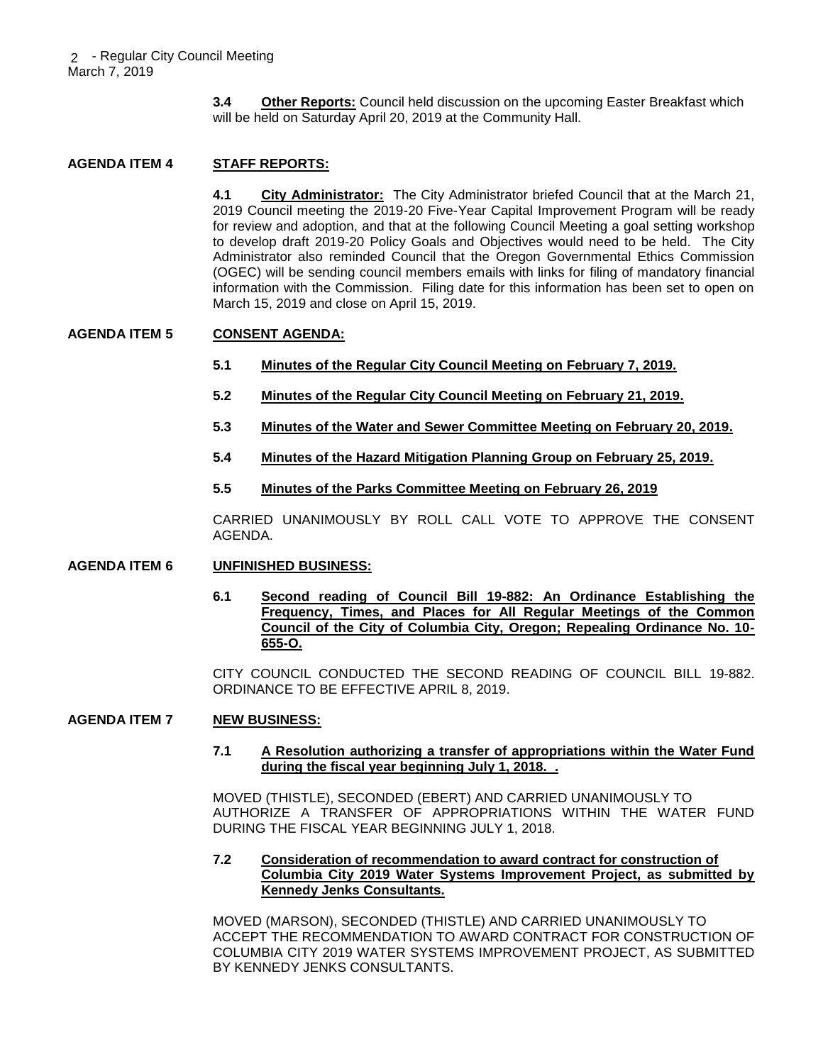**3.4 Other Reports:** Council held discussion on the upcoming Easter Breakfast which will be held on Saturday April 20, 2019 at the Community Hall.

## AGENDA ITEM 4 STAFF REPORTS:

**4.1 City Administrator:** The City Administrator briefed Council that at the March 21, 2019 Council meeting the 2019-20 Five-Year Capital Improvement Program will be ready for review and adoption, and that at the following Council Meeting a goal setting workshop to develop draft 2019-20 Policy Goals and Objectives would need to be held. The City Administrator also reminded Council that the Oregon Governmental Ethics Commission (OGEC) will be sending council members emails with links for filing of mandatory financial information with the Commission. Filing date for this information has been set to open on March 15, 2019 and close on April 15, 2019.

## AGENDA ITEM 5 CONSENT AGENDA:

**5.1 Minutes of the Regular City Council Meeting on February 7, 2019.**

**5.2 Minutes of the Regular City Council Meeting on February 21, 2019.**

**5.3 Minutes of the Water and Sewer Committee Meeting on February 20, 2019.**

**5.4 Minutes of the Hazard Mitigation Planning Group on February 25, 2019.**

**5.5 Minutes of the Parks Committee Meeting on February 26, 2019**

CARRIED UNANIMOUSLY BY ROLL CALL VOTE TO APPROVE THE CONSENT AGENDA.

## AGENDA ITEM 6 UNFINISHED BUSINESS:

**6.1 Second reading of Council Bill 19-882: An Ordinance Establishing the Frequency, Times, and Places for All Regular Meetings of the Common Council of the City of Columbia City, Oregon; Repealing Ordinance No. 10-655-O.**

CITY COUNCIL CONDUCTED THE SECOND READING OF COUNCIL BILL 19-882. ORDINANCE TO BE EFFECTIVE APRIL 8, 2019.

## AGENDA ITEM 7 NEW BUSINESS:

**7.1 A Resolution authorizing a transfer of appropriations within the Water Fund during the fiscal year beginning July 1, 2018. .**

MOVED (THISTLE), SECONDED (EBERT) AND CARRIED UNANIMOUSLY TO AUTHORIZE A TRANSFER OF APPROPRIATIONS WITHIN THE WATER FUND DURING THE FISCAL YEAR BEGINNING JULY 1, 2018.

**7.2 Consideration of recommendation to award contract for construction of Columbia City 2019 Water Systems Improvement Project, as submitted by Kennedy Jenks Consultants.**

MOVED (MARSON), SECONDED (THISTLE) AND CARRIED UNANIMOUSLY TO ACCEPT THE RECOMMENDATION TO AWARD CONTRACT FOR CONSTRUCTION OF COLUMBIA CITY 2019 WATER SYSTEMS IMPROVEMENT PROJECT, AS SUBMITTED BY KENNEDY JENKS CONSULTANTS.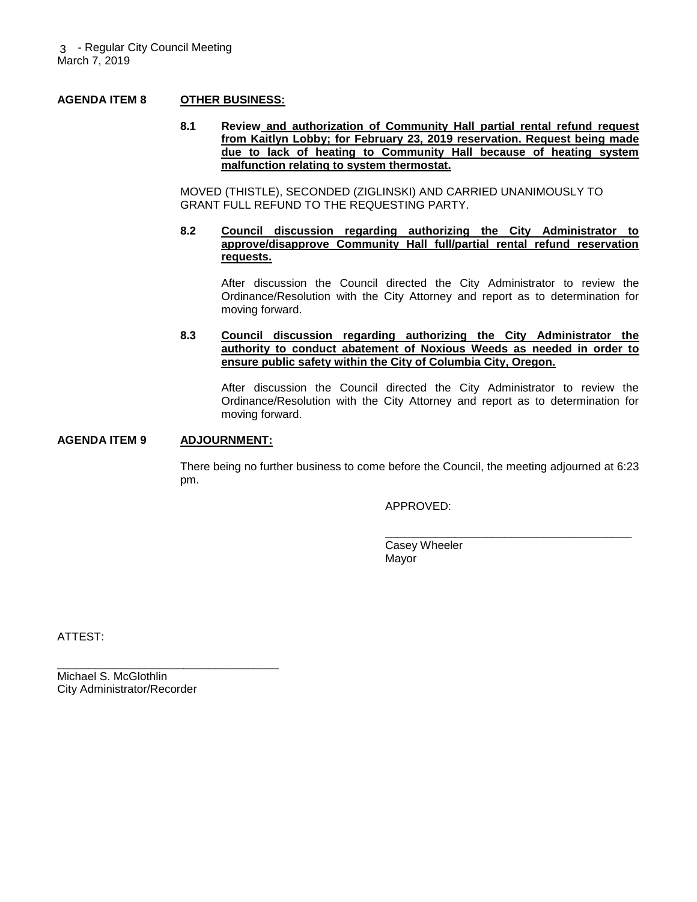**AGENDA ITEM 8** **OTHER BUSINESS:**

**8.1** **Review and authorization of Community Hall partial rental refund request from Kaitlyn Lobby; for February 23, 2019 reservation. Request being made due to lack of heating to Community Hall because of heating system malfunction relating to system thermostat.**

MOVED (THISTLE), SECONDED (ZIGLINSKI) AND CARRIED UNANIMOUSLY TO GRANT FULL REFUND TO THE REQUESTING PARTY.

**8.2** **Council discussion regarding authorizing the City Administrator to approve/disapprove Community Hall full/partial rental refund reservation requests.**

After discussion the Council directed the City Administrator to review the Ordinance/Resolution with the City Attorney and report as to determination for moving forward.

**8.3** **Council discussion regarding authorizing the City Administrator the authority to conduct abatement of Noxious Weeds as needed in order to ensure public safety within the City of Columbia City, Oregon.**

After discussion the Council directed the City Administrator to review the Ordinance/Resolution with the City Attorney and report as to determination for moving forward.

**AGENDA ITEM 9** **ADJOURNMENT:**

There being no further business to come before the Council, the meeting adjourned at 6:23 pm.

APPROVED:

\_\_\_\_\_\_\_\_\_\_\_\_\_\_\_\_\_\_\_\_\_\_\_\_\_\_\_\_\_\_\_\_\_\_\_\_\_\_\_\_

Casey Wheeler
Mayor

ATTEST:

\_\_\_\_\_\_\_\_\_\_\_\_\_\_\_\_\_\_\_\_\_\_\_\_\_\_\_\_\_\_\_\_\_\_\_\_

Michael S. McGlothlin
City Administrator/Recorder